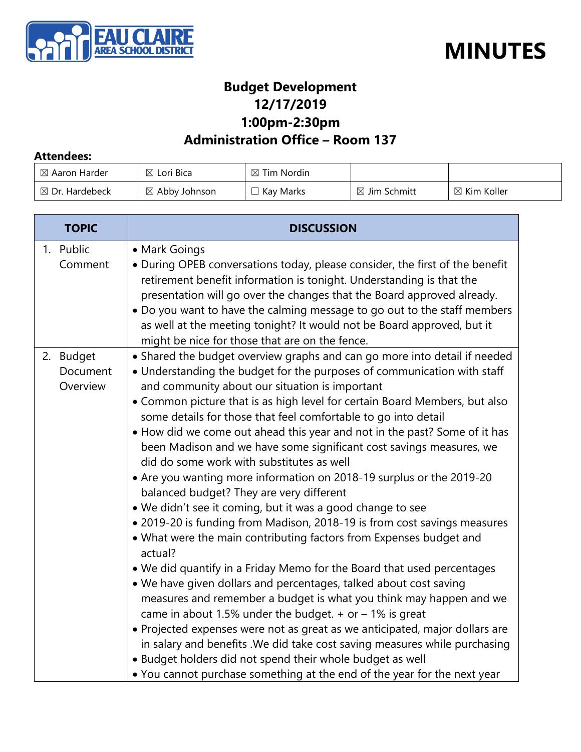EAU CLAIRE AREA SCHOOL DISTRICT

# MINUTES

## Budget Development
## 12/17/2019
## 1:00pm-2:30pm
## Administration Office – Room 137

**Attendees:**

| | | | | |
|---|---|---|---|---|
| ☒ Aaron Harder | ☒ Lori Bica | ☒ Tim Nordin | | |
| ☒ Dr. Hardebeck | ☒ Abby Johnson | ☐ Kay Marks | ☒ Jim Schmitt | ☒ Kim Koller |

| TOPIC | DISCUSSION |
|---|---|
| 1. Public Comment | • Mark Goings<br>• During OPEB conversations today, please consider, the first of the benefit retirement benefit information is tonight. Understanding is that the presentation will go over the changes that the Board approved already.<br>• Do you want to have the calming message to go out to the staff members as well at the meeting tonight? It would not be Board approved, but it might be nice for those that are on the fence. |
| 2. Budget Document Overview | • Shared the budget overview graphs and can go more into detail if needed<br>• Understanding the budget for the purposes of communication with staff and community about our situation is important<br>• Common picture that is as high level for certain Board Members, but also some details for those that feel comfortable to go into detail<br>• How did we come out ahead this year and not in the past? Some of it has been Madison and we have some significant cost savings measures, we did do some work with substitutes as well<br>• Are you wanting more information on 2018-19 surplus or the 2019-20 balanced budget? They are very different<br>• We didn't see it coming, but it was a good change to see<br>• 2019-20 is funding from Madison, 2018-19 is from cost savings measures<br>• What were the main contributing factors from Expenses budget and actual?<br>• We did quantify in a Friday Memo for the Board that used percentages<br>• We have given dollars and percentages, talked about cost saving measures and remember a budget is what you think may happen and we came in about 1.5% under the budget. + or – 1% is great<br>• Projected expenses were not as great as we anticipated, major dollars are in salary and benefits .We did take cost saving measures while purchasing<br>• Budget holders did not spend their whole budget as well<br>• You cannot purchase something at the end of the year for the next year |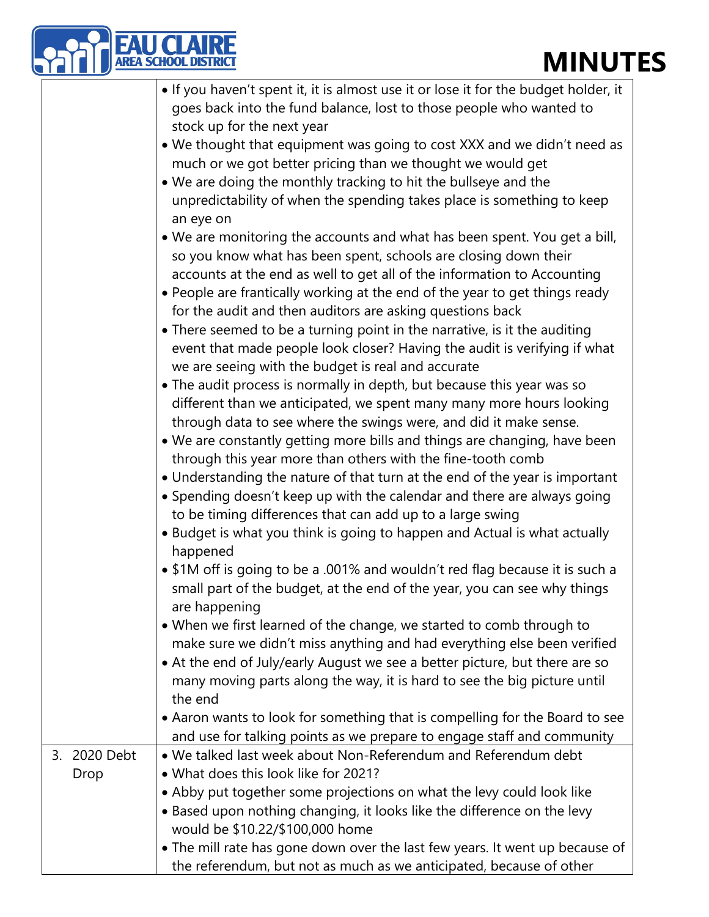| | |
|---|---|
| | • If you haven't spent it, it is almost use it or lose it for the budget holder, it goes back into the fund balance, lost to those people who wanted to stock up for the next year<br>• We thought that equipment was going to cost XXX and we didn't need as much or we got better pricing than we thought we would get<br>• We are doing the monthly tracking to hit the bullseye and the unpredictability of when the spending takes place is something to keep an eye on<br>• We are monitoring the accounts and what has been spent. You get a bill, so you know what has been spent, schools are closing down their accounts at the end as well to get all of the information to Accounting<br>• People are frantically working at the end of the year to get things ready for the audit and then auditors are asking questions back<br>• There seemed to be a turning point in the narrative, is it the auditing event that made people look closer? Having the audit is verifying if what we are seeing with the budget is real and accurate<br>• The audit process is normally in depth, but because this year was so different than we anticipated, we spent many many more hours looking through data to see where the swings were, and did it make sense.<br>• We are constantly getting more bills and things are changing, have been through this year more than others with the fine-tooth comb<br>• Understanding the nature of that turn at the end of the year is important<br>• Spending doesn't keep up with the calendar and there are always going to be timing differences that can add up to a large swing<br>• Budget is what you think is going to happen and Actual is what actually happened<br>• $1M off is going to be a .001% and wouldn't red flag because it is such a small part of the budget, at the end of the year, you can see why things are happening<br>• When we first learned of the change, we started to comb through to make sure we didn't miss anything and had everything else been verified<br>• At the end of July/early August we see a better picture, but there are so many moving parts along the way, it is hard to see the big picture until the end<br>• Aaron wants to look for something that is compelling for the Board to see and use for talking points as we prepare to engage staff and community |
| 3. 2020 Debt Drop | • We talked last week about Non-Referendum and Referendum debt<br>• What does this look like for 2021?<br>• Abby put together some projections on what the levy could look like<br>• Based upon nothing changing, it looks like the difference on the levy would be $10.22/$100,000 home<br>• The mill rate has gone down over the last few years. It went up because of the referendum, but not as much as we anticipated, because of other |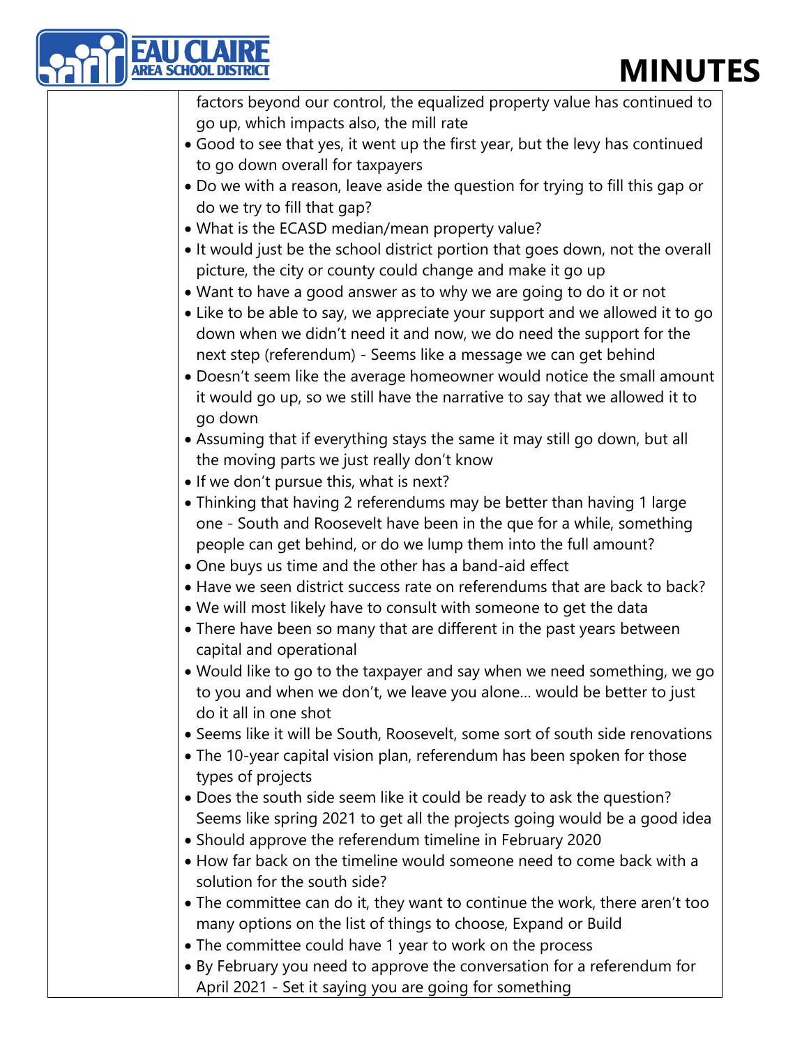factors beyond our control, the equalized property value has continued to go up, which impacts also, the mill rate

- Good to see that yes, it went up the first year, but the levy has continued to go down overall for taxpayers
- Do we with a reason, leave aside the question for trying to fill this gap or do we try to fill that gap?
- What is the ECASD median/mean property value?
- It would just be the school district portion that goes down, not the overall picture, the city or county could change and make it go up
- Want to have a good answer as to why we are going to do it or not
- Like to be able to say, we appreciate your support and we allowed it to go down when we didn't need it and now, we do need the support for the next step (referendum) - Seems like a message we can get behind
- Doesn't seem like the average homeowner would notice the small amount it would go up, so we still have the narrative to say that we allowed it to go down
- Assuming that if everything stays the same it may still go down, but all the moving parts we just really don't know
- If we don't pursue this, what is next?
- Thinking that having 2 referendums may be better than having 1 large one - South and Roosevelt have been in the que for a while, something people can get behind, or do we lump them into the full amount?
- One buys us time and the other has a band-aid effect
- Have we seen district success rate on referendums that are back to back?
- We will most likely have to consult with someone to get the data
- There have been so many that are different in the past years between capital and operational
- Would like to go to the taxpayer and say when we need something, we go to you and when we don't, we leave you alone… would be better to just do it all in one shot
- Seems like it will be South, Roosevelt, some sort of south side renovations
- The 10-year capital vision plan, referendum has been spoken for those types of projects
- Does the south side seem like it could be ready to ask the question? Seems like spring 2021 to get all the projects going would be a good idea
- Should approve the referendum timeline in February 2020
- How far back on the timeline would someone need to come back with a solution for the south side?
- The committee can do it, they want to continue the work, there aren't too many options on the list of things to choose, Expand or Build
- The committee could have 1 year to work on the process
- By February you need to approve the conversation for a referendum for April 2021 - Set it saying you are going for something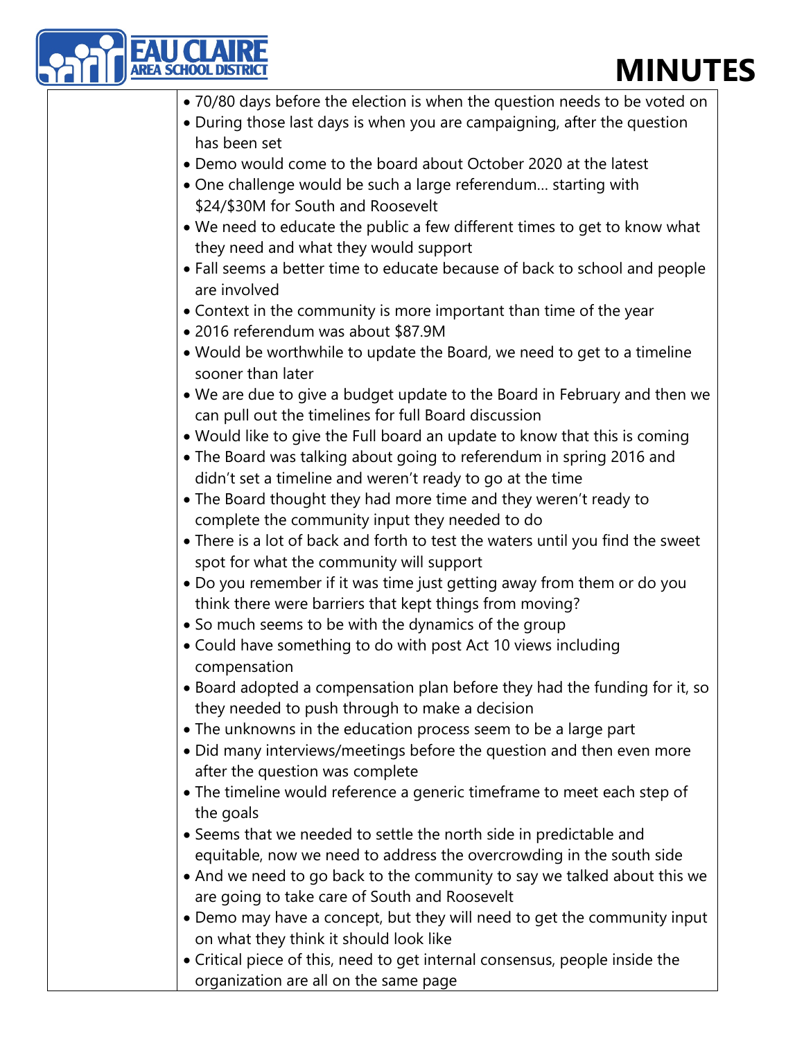| | |
|---|---|
| | • 70/80 days before the election is when the question needs to be voted on<br>• During those last days is when you are campaigning, after the question has been set<br>• Demo would come to the board about October 2020 at the latest<br>• One challenge would be such a large referendum… starting with $24/$30M for South and Roosevelt<br>• We need to educate the public a few different times to get to know what they need and what they would support<br>• Fall seems a better time to educate because of back to school and people are involved<br>• Context in the community is more important than time of the year<br>• 2016 referendum was about $87.9M<br>• Would be worthwhile to update the Board, we need to get to a timeline sooner than later<br>• We are due to give a budget update to the Board in February and then we can pull out the timelines for full Board discussion<br>• Would like to give the Full board an update to know that this is coming<br>• The Board was talking about going to referendum in spring 2016 and didn't set a timeline and weren't ready to go at the time<br>• The Board thought they had more time and they weren't ready to complete the community input they needed to do<br>• There is a lot of back and forth to test the waters until you find the sweet spot for what the community will support<br>• Do you remember if it was time just getting away from them or do you think there were barriers that kept things from moving?<br>• So much seems to be with the dynamics of the group<br>• Could have something to do with post Act 10 views including compensation<br>• Board adopted a compensation plan before they had the funding for it, so they needed to push through to make a decision<br>• The unknowns in the education process seem to be a large part<br>• Did many interviews/meetings before the question and then even more after the question was complete<br>• The timeline would reference a generic timeframe to meet each step of the goals<br>• Seems that we needed to settle the north side in predictable and equitable, now we need to address the overcrowding in the south side<br>• And we need to go back to the community to say we talked about this we are going to take care of South and Roosevelt<br>• Demo may have a concept, but they will need to get the community input on what they think it should look like<br>• Critical piece of this, need to get internal consensus, people inside the organization are all on the same page |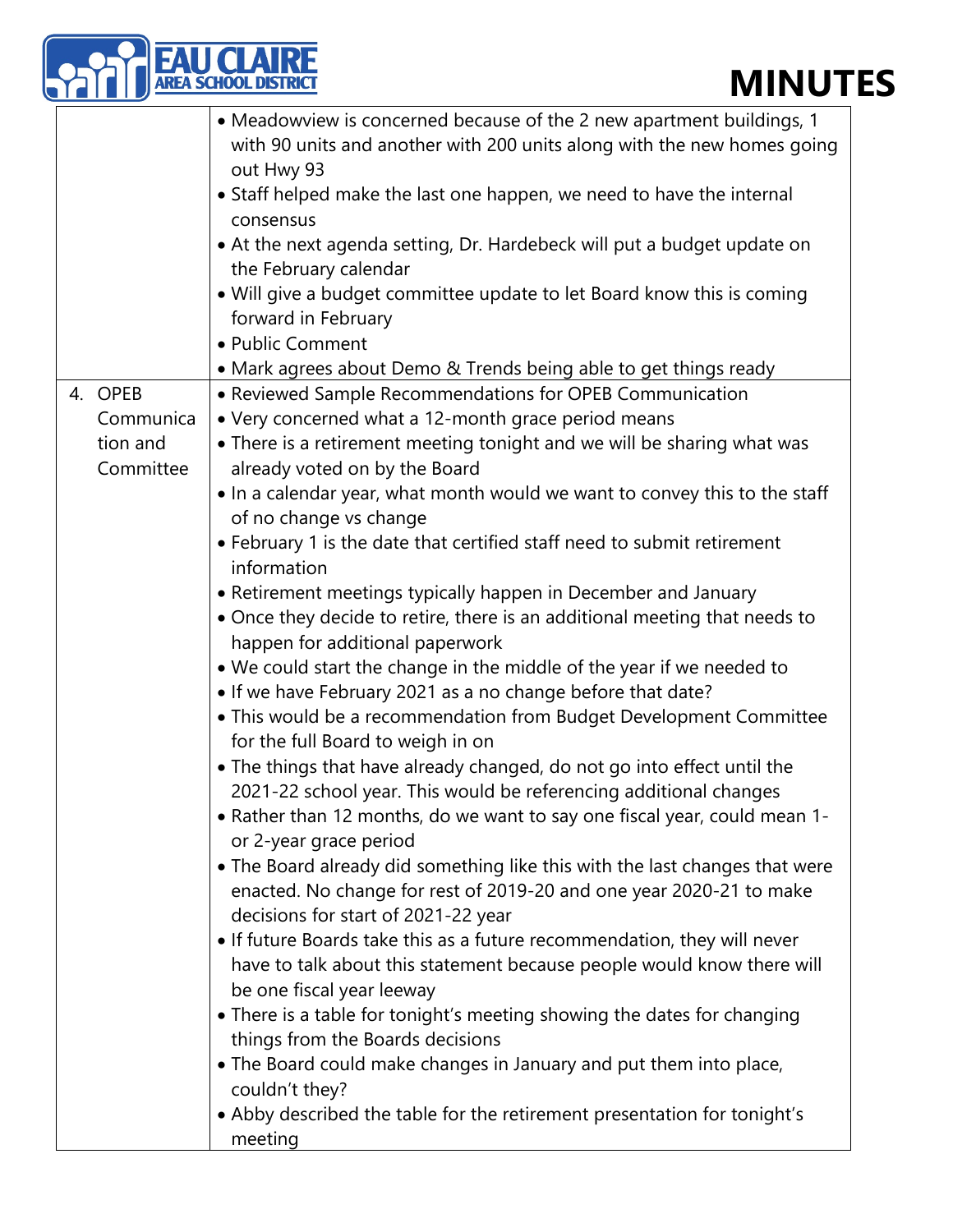| | |
|---|---|
| | • Meadowview is concerned because of the 2 new apartment buildings, 1 with 90 units and another with 200 units along with the new homes going out Hwy 93<br>• Staff helped make the last one happen, we need to have the internal consensus<br>• At the next agenda setting, Dr. Hardebeck will put a budget update on the February calendar<br>• Will give a budget committee update to let Board know this is coming forward in February<br>• Public Comment<br>• Mark agrees about Demo & Trends being able to get things ready |
| 4. OPEB Communication and Committee | • Reviewed Sample Recommendations for OPEB Communication<br>• Very concerned what a 12-month grace period means<br>• There is a retirement meeting tonight and we will be sharing what was already voted on by the Board<br>• In a calendar year, what month would we want to convey this to the staff of no change vs change<br>• February 1 is the date that certified staff need to submit retirement information<br>• Retirement meetings typically happen in December and January<br>• Once they decide to retire, there is an additional meeting that needs to happen for additional paperwork<br>• We could start the change in the middle of the year if we needed to<br>• If we have February 2021 as a no change before that date?<br>• This would be a recommendation from Budget Development Committee for the full Board to weigh in on<br>• The things that have already changed, do not go into effect until the 2021-22 school year. This would be referencing additional changes<br>• Rather than 12 months, do we want to say one fiscal year, could mean 1- or 2-year grace period<br>• The Board already did something like this with the last changes that were enacted. No change for rest of 2019-20 and one year 2020-21 to make decisions for start of 2021-22 year<br>• If future Boards take this as a future recommendation, they will never have to talk about this statement because people would know there will be one fiscal year leeway<br>• There is a table for tonight's meeting showing the dates for changing things from the Boards decisions<br>• The Board could make changes in January and put them into place, couldn't they?<br>• Abby described the table for the retirement presentation for tonight's meeting |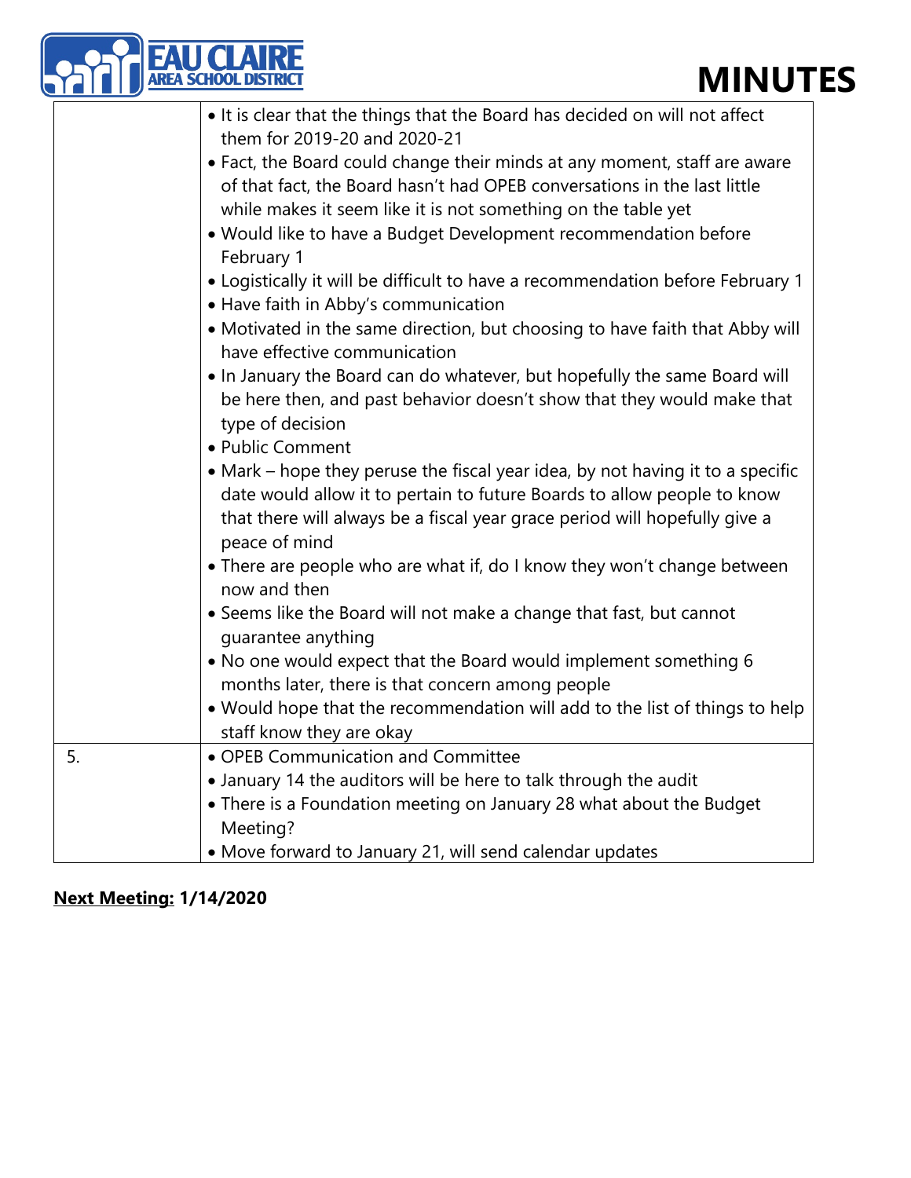# MINUTES

| | |
|---|---|
| | • It is clear that the things that the Board has decided on will not affect them for 2019-20 and 2020-21<br>• Fact, the Board could change their minds at any moment, staff are aware of that fact, the Board hasn't had OPEB conversations in the last little while makes it seem like it is not something on the table yet<br>• Would like to have a Budget Development recommendation before February 1<br>• Logistically it will be difficult to have a recommendation before February 1<br>• Have faith in Abby's communication<br>• Motivated in the same direction, but choosing to have faith that Abby will have effective communication<br>• In January the Board can do whatever, but hopefully the same Board will be here then, and past behavior doesn't show that they would make that type of decision<br>• Public Comment<br>• Mark – hope they peruse the fiscal year idea, by not having it to a specific date would allow it to pertain to future Boards to allow people to know that there will always be a fiscal year grace period will hopefully give a peace of mind<br>• There are people who are what if, do I know they won't change between now and then<br>• Seems like the Board will not make a change that fast, but cannot guarantee anything<br>• No one would expect that the Board would implement something 6 months later, there is that concern among people<br>• Would hope that the recommendation will add to the list of things to help staff know they are okay |
| 5. | • OPEB Communication and Committee<br>• January 14 the auditors will be here to talk through the audit<br>• There is a Foundation meeting on January 28 what about the Budget Meeting?<br>• Move forward to January 21, will send calendar updates |

**Next Meeting: 1/14/2020**